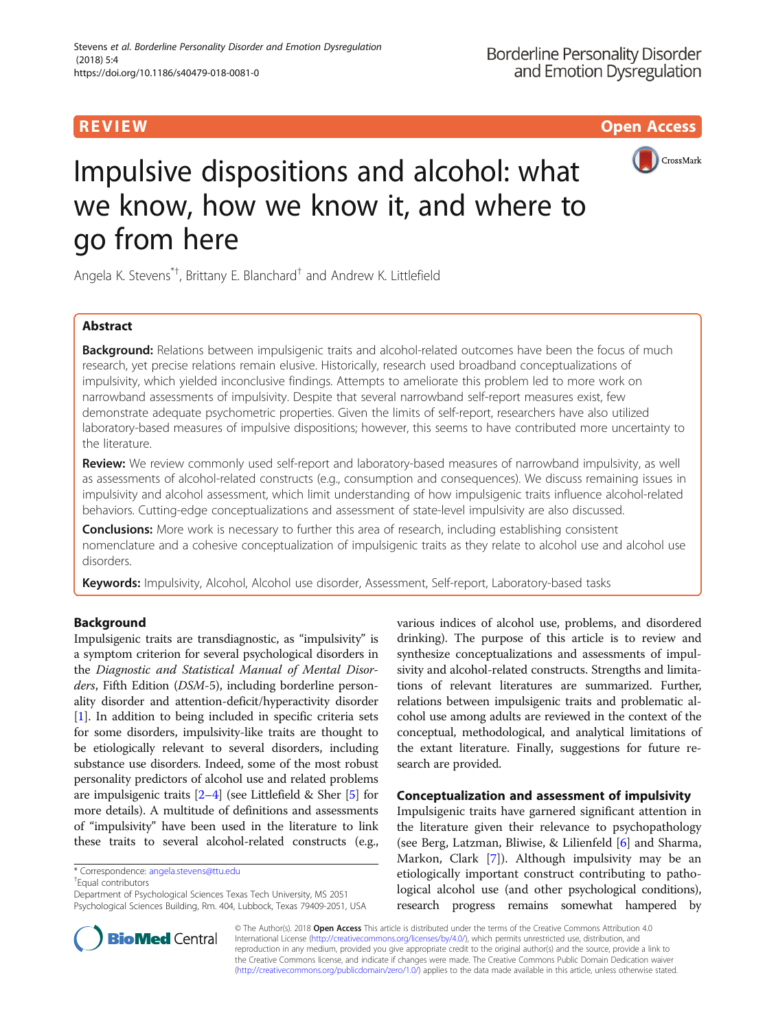REVIEW

Open Access

# Impulsive dispositions and alcohol: what we know, how we know it, and where to go from here

Angela K. Stevens[*†], Brittany E. Blanchard[†] and Andrew K. Littlefield

## Abstract

**Background:** Relations between impulsigenic traits and alcohol-related outcomes have been the focus of much research, yet precise relations remain elusive. Historically, research used broadband conceptualizations of impulsivity, which yielded inconclusive findings. Attempts to ameliorate this problem led to more work on narrowband assessments of impulsivity. Despite that several narrowband self-report measures exist, few demonstrate adequate psychometric properties. Given the limits of self-report, researchers have also utilized laboratory-based measures of impulsive dispositions; however, this seems to have contributed more uncertainty to the literature.

**Review:** We review commonly used self-report and laboratory-based measures of narrowband impulsivity, as well as assessments of alcohol-related constructs (e.g., consumption and consequences). We discuss remaining issues in impulsivity and alcohol assessment, which limit understanding of how impulsigenic traits influence alcohol-related behaviors. Cutting-edge conceptualizations and assessment of state-level impulsivity are also discussed.

**Conclusions:** More work is necessary to further this area of research, including establishing consistent nomenclature and a cohesive conceptualization of impulsigenic traits as they relate to alcohol use and alcohol use disorders.

**Keywords:** Impulsivity, Alcohol, Alcohol use disorder, Assessment, Self-report, Laboratory-based tasks

## Background

Impulsigenic traits are transdiagnostic, as "impulsivity" is a symptom criterion for several psychological disorders in the *Diagnostic and Statistical Manual of Mental Disorders*, Fifth Edition (*DSM*-5), including borderline personality disorder and attention-deficit/hyperactivity disorder [1]. In addition to being included in specific criteria sets for some disorders, impulsivity-like traits are thought to be etiologically relevant to several disorders, including substance use disorders. Indeed, some of the most robust personality predictors of alcohol use and related problems are impulsigenic traits [2–4] (see Littlefield & Sher [5] for more details). A multitude of definitions and assessments of "impulsivity" have been used in the literature to link these traits to several alcohol-related constructs (e.g., various indices of alcohol use, problems, and disordered drinking). The purpose of this article is to review and synthesize conceptualizations and assessments of impulsivity and alcohol-related constructs. Strengths and limitations of relevant literatures are summarized. Further, relations between impulsigenic traits and problematic alcohol use among adults are reviewed in the context of the conceptual, methodological, and analytical limitations of the extant literature. Finally, suggestions for future research are provided.

## Conceptualization and assessment of impulsivity

Impulsigenic traits have garnered significant attention in the literature given their relevance to psychopathology (see Berg, Latzman, Bliwise, & Lilienfeld [6] and Sharma, Markon, Clark [7]). Although impulsivity may be an etiologically important construct contributing to pathological alcohol use (and other psychological conditions), research progress remains somewhat hampered by

\* Correspondence: angela.stevens@ttu.edu

†Equal contributors

Department of Psychological Sciences Texas Tech University, MS 2051 Psychological Sciences Building, Rm. 404, Lubbock, Texas 79409-2051, USA

© The Author(s). 2018 **Open Access** This article is distributed under the terms of the Creative Commons Attribution 4.0 International License (http://creativecommons.org/licenses/by/4.0/), which permits unrestricted use, distribution, and reproduction in any medium, provided you give appropriate credit to the original author(s) and the source, provide a link to the Creative Commons license, and indicate if changes were made. The Creative Commons Public Domain Dedication waiver (http://creativecommons.org/publicdomain/zero/1.0/) applies to the data made available in this article, unless otherwise stated.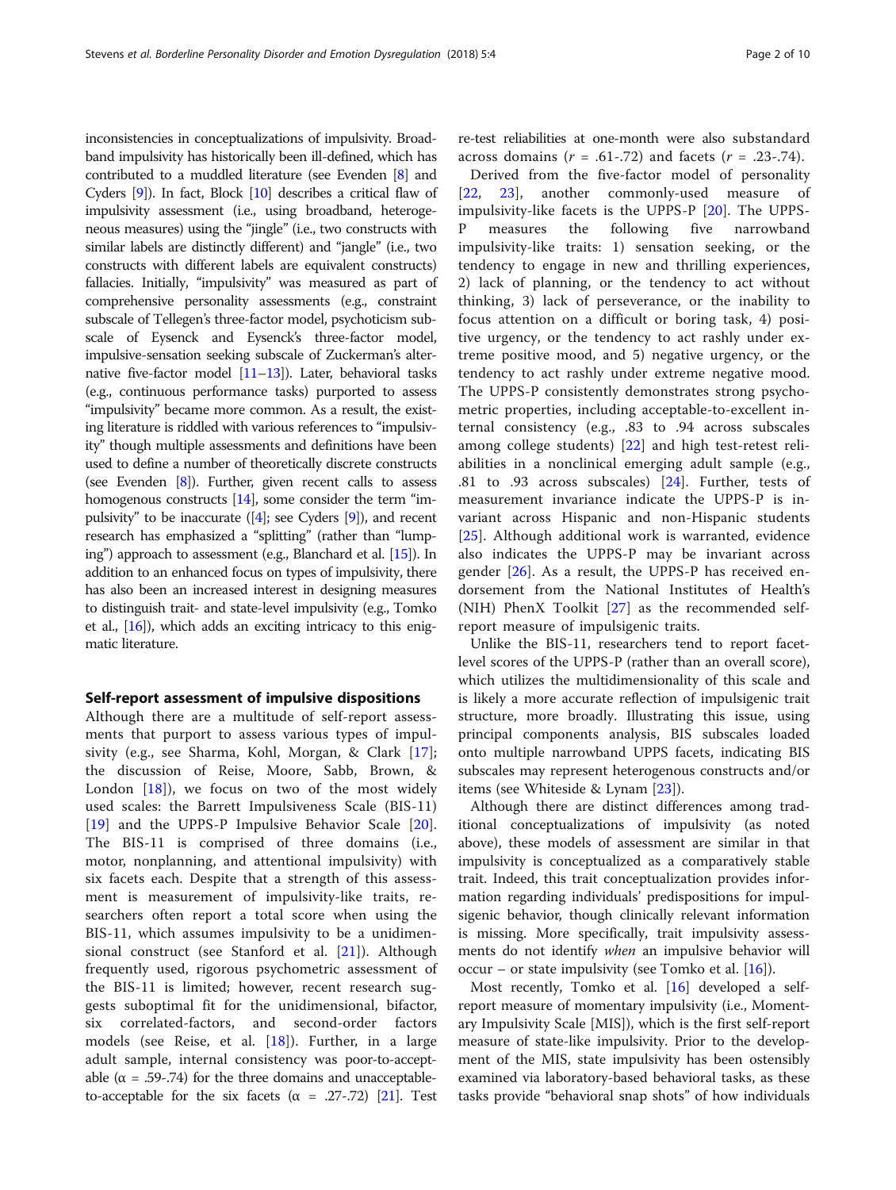inconsistencies in conceptualizations of impulsivity. Broadband impulsivity has historically been ill-defined, which has contributed to a muddled literature (see Evenden [8] and Cyders [9]). In fact, Block [10] describes a critical flaw of impulsivity assessment (i.e., using broadband, heterogeneous measures) using the "jingle" (i.e., two constructs with similar labels are distinctly different) and "jangle" (i.e., two constructs with different labels are equivalent constructs) fallacies. Initially, "impulsivity" was measured as part of comprehensive personality assessments (e.g., constraint subscale of Tellegen's three-factor model, psychoticism subscale of Eysenck and Eysenck's three-factor model, impulsive-sensation seeking subscale of Zuckerman's alternative five-factor model [11–13]). Later, behavioral tasks (e.g., continuous performance tasks) purported to assess "impulsivity" became more common. As a result, the existing literature is riddled with various references to "impulsivity" though multiple assessments and definitions have been used to define a number of theoretically discrete constructs (see Evenden [8]). Further, given recent calls to assess homogenous constructs [14], some consider the term "impulsivity" to be inaccurate ([4]; see Cyders [9]), and recent research has emphasized a "splitting" (rather than "lumping") approach to assessment (e.g., Blanchard et al. [15]). In addition to an enhanced focus on types of impulsivity, there has also been an increased interest in designing measures to distinguish trait- and state-level impulsivity (e.g., Tomko et al., [16]), which adds an exciting intricacy to this enigmatic literature.

## Self-report assessment of impulsive dispositions

Although there are a multitude of self-report assessments that purport to assess various types of impulsivity (e.g., see Sharma, Kohl, Morgan, & Clark [17]; the discussion of Reise, Moore, Sabb, Brown, & London [18]), we focus on two of the most widely used scales: the Barrett Impulsiveness Scale (BIS-11) [19] and the UPPS-P Impulsive Behavior Scale [20]. The BIS-11 is comprised of three domains (i.e., motor, nonplanning, and attentional impulsivity) with six facets each. Despite that a strength of this assessment is measurement of impulsivity-like traits, researchers often report a total score when using the BIS-11, which assumes impulsivity to be a unidimensional construct (see Stanford et al. [21]). Although frequently used, rigorous psychometric assessment of the BIS-11 is limited; however, recent research suggests suboptimal fit for the unidimensional, bifactor, six correlated-factors, and second-order factors models (see Reise, et al. [18]). Further, in a large adult sample, internal consistency was poor-to-acceptable ($\alpha$ = .59-.74) for the three domains and unacceptable-to-acceptable for the six facets ($\alpha$ = .27-.72) [21]. Test re-test reliabilities at one-month were also substandard across domains ($r$ = .61-.72) and facets ($r$ = .23-.74).

Derived from the five-factor model of personality [22, 23], another commonly-used measure of impulsivity-like facets is the UPPS-P [20]. The UPPS-P measures the following five narrowband impulsivity-like traits: 1) sensation seeking, or the tendency to engage in new and thrilling experiences, 2) lack of planning, or the tendency to act without thinking, 3) lack of perseverance, or the inability to focus attention on a difficult or boring task, 4) positive urgency, or the tendency to act rashly under extreme positive mood, and 5) negative urgency, or the tendency to act rashly under extreme negative mood. The UPPS-P consistently demonstrates strong psychometric properties, including acceptable-to-excellent internal consistency (e.g., .83 to .94 across subscales among college students) [22] and high test-retest reliabilities in a nonclinical emerging adult sample (e.g., .81 to .93 across subscales) [24]. Further, tests of measurement invariance indicate the UPPS-P is invariant across Hispanic and non-Hispanic students [25]. Although additional work is warranted, evidence also indicates the UPPS-P may be invariant across gender [26]. As a result, the UPPS-P has received endorsement from the National Institutes of Health's (NIH) PhenX Toolkit [27] as the recommended self-report measure of impulsigenic traits.

Unlike the BIS-11, researchers tend to report facet-level scores of the UPPS-P (rather than an overall score), which utilizes the multidimensionality of this scale and is likely a more accurate reflection of impulsigenic trait structure, more broadly. Illustrating this issue, using principal components analysis, BIS subscales loaded onto multiple narrowband UPPS facets, indicating BIS subscales may represent heterogenous constructs and/or items (see Whiteside & Lynam [23]).

Although there are distinct differences among traditional conceptualizations of impulsivity (as noted above), these models of assessment are similar in that impulsivity is conceptualized as a comparatively stable trait. Indeed, this trait conceptualization provides information regarding individuals' predispositions for impulsigenic behavior, though clinically relevant information is missing. More specifically, trait impulsivity assessments do not identify *when* an impulsive behavior will occur – or state impulsivity (see Tomko et al. [16]).

Most recently, Tomko et al. [16] developed a self-report measure of momentary impulsivity (i.e., Momentary Impulsivity Scale [MIS]), which is the first self-report measure of state-like impulsivity. Prior to the development of the MIS, state impulsivity has been ostensibly examined via laboratory-based behavioral tasks, as these tasks provide "behavioral snap shots" of how individuals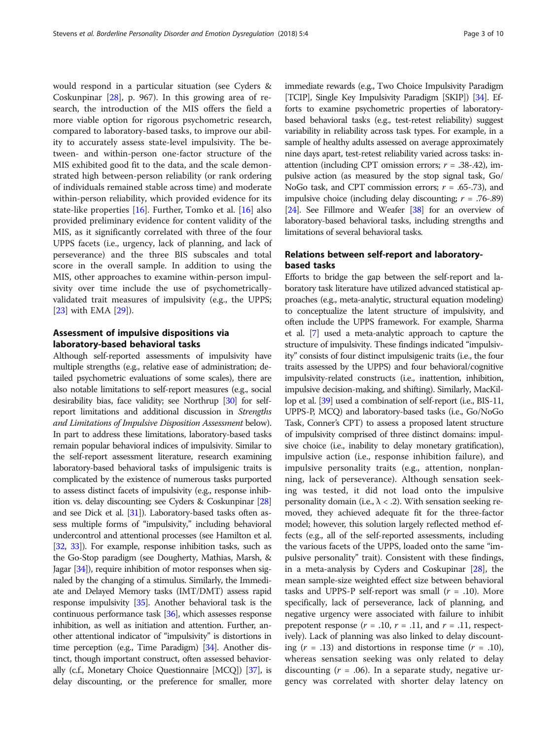would respond in a particular situation (see Cyders & Coskunpinar [28], p. 967). In this growing area of research, the introduction of the MIS offers the field a more viable option for rigorous psychometric research, compared to laboratory-based tasks, to improve our ability to accurately assess state-level impulsivity. The between- and within-person one-factor structure of the MIS exhibited good fit to the data, and the scale demonstrated high between-person reliability (or rank ordering of individuals remained stable across time) and moderate within-person reliability, which provided evidence for its state-like properties [16]. Further, Tomko et al. [16] also provided preliminary evidence for content validity of the MIS, as it significantly correlated with three of the four UPPS facets (i.e., urgency, lack of planning, and lack of perseverance) and the three BIS subscales and total score in the overall sample. In addition to using the MIS, other approaches to examine within-person impulsivity over time include the use of psychometrically-validated trait measures of impulsivity (e.g., the UPPS; [23] with EMA [29]).

### Assessment of impulsive dispositions via laboratory-based behavioral tasks

Although self-reported assessments of impulsivity have multiple strengths (e.g., relative ease of administration; detailed psychometric evaluations of some scales), there are also notable limitations to self-report measures (e.g., social desirability bias, face validity; see Northrup [30] for self-report limitations and additional discussion in *Strengths and Limitations of Impulsive Disposition Assessment* below). In part to address these limitations, laboratory-based tasks remain popular behavioral indices of impulsivity. Similar to the self-report assessment literature, research examining laboratory-based behavioral tasks of impulsigenic traits is complicated by the existence of numerous tasks purported to assess distinct facets of impulsivity (e.g., response inhibition vs. delay discounting; see Cyders & Coskunpinar [28] and see Dick et al. [31]). Laboratory-based tasks often assess multiple forms of "impulsivity," including behavioral undercontrol and attentional processes (see Hamilton et al. [32, 33]). For example, response inhibition tasks, such as the Go-Stop paradigm (see Dougherty, Mathias, Marsh, & Jagar [34]), require inhibition of motor responses when signaled by the changing of a stimulus. Similarly, the Immediate and Delayed Memory tasks (IMT/DMT) assess rapid response impulsivity [35]. Another behavioral task is the continuous performance task [36], which assesses response inhibition, as well as initiation and attention. Further, another attentional indicator of "impulsivity" is distortions in time perception (e.g., Time Paradigm) [34]. Another distinct, though important construct, often assessed behaviorally (c.f., Monetary Choice Questionnaire [MCQ]) [37], is delay discounting, or the preference for smaller, more immediate rewards (e.g., Two Choice Impulsivity Paradigm [TCIP], Single Key Impulsivity Paradigm [SKIP]) [34]. Efforts to examine psychometric properties of laboratory-based behavioral tasks (e.g., test-retest reliability) suggest variability in reliability across task types. For example, in a sample of healthy adults assessed on average approximately nine days apart, test-retest reliability varied across tasks: inattention (including CPT omission errors; $r$ = .38-.42), impulsive action (as measured by the stop signal task, Go/NoGo task, and CPT commission errors; $r$ = .65-.73), and impulsive choice (including delay discounting; $r$ = .76-.89) [24]. See Fillmore and Weafer [38] for an overview of laboratory-based behavioral tasks, including strengths and limitations of several behavioral tasks.

### Relations between self-report and laboratory-based tasks

Efforts to bridge the gap between the self-report and laboratory task literature have utilized advanced statistical approaches (e.g., meta-analytic, structural equation modeling) to conceptualize the latent structure of impulsivity, and often include the UPPS framework. For example, Sharma et al. [7] used a meta-analytic approach to capture the structure of impulsivity. These findings indicated "impulsivity" consists of four distinct impulsigenic traits (i.e., the four traits assessed by the UPPS) and four behavioral/cognitive impulsivity-related constructs (i.e., inattention, inhibition, impulsive decision-making, and shifting). Similarly, MacKillop et al. [39] used a combination of self-report (i.e., BIS-11, UPPS-P, MCQ) and laboratory-based tasks (i.e., Go/NoGo Task, Conner's CPT) to assess a proposed latent structure of impulsivity comprised of three distinct domains: impulsive choice (i.e., inability to delay monetary gratification), impulsive action (i.e., response inhibition failure), and impulsive personality traits (e.g., attention, nonplanning, lack of perseverance). Although sensation seeking was tested, it did not load onto the impulsive personality domain (i.e., $\lambda < .2$). With sensation seeking removed, they achieved adequate fit for the three-factor model; however, this solution largely reflected method effects (e.g., all of the self-reported assessments, including the various facets of the UPPS, loaded onto the same "impulsive personality" trait). Consistent with these findings, in a meta-analysis by Cyders and Coskupinar [28], the mean sample-size weighted effect size between behavioral tasks and UPPS-P self-report was small ($r$ = .10). More specifically, lack of perseverance, lack of planning, and negative urgency were associated with failure to inhibit prepotent response ($r$ = .10, $r$ = .11, and $r$ = .11, respectively). Lack of planning was also linked to delay discounting ($r$ = .13) and distortions in response time ($r$ = .10), whereas sensation seeking was only related to delay discounting ($r$ = .06). In a separate study, negative urgency was correlated with shorter delay latency on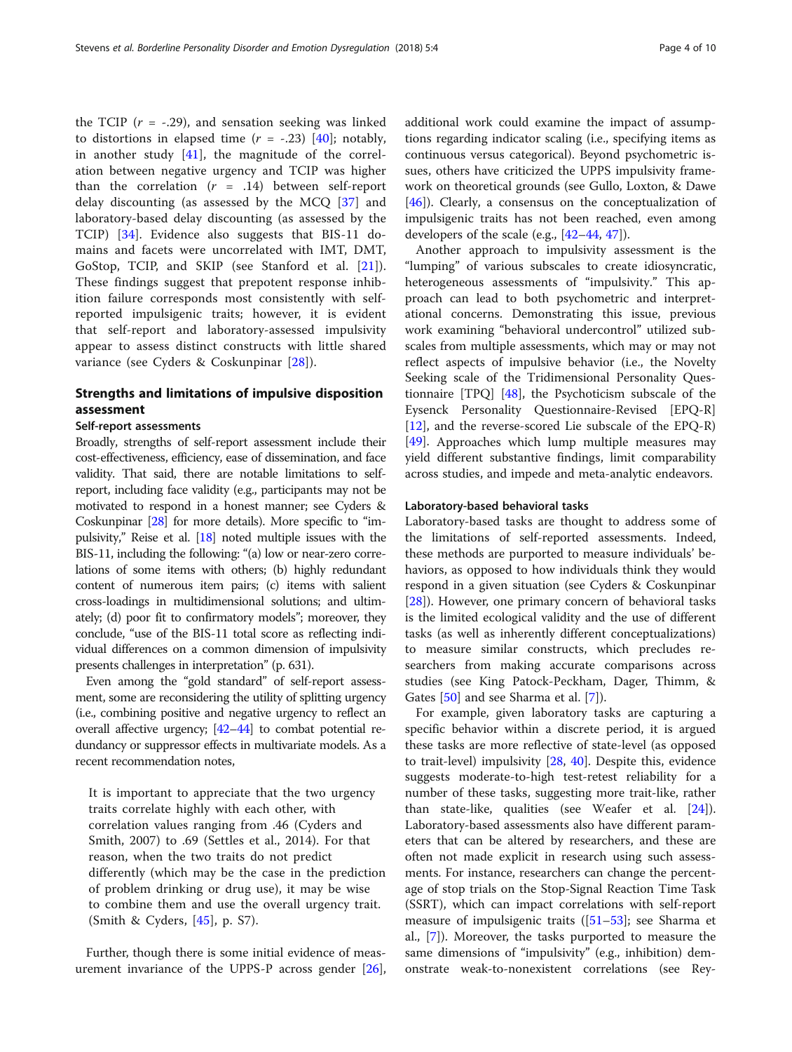the TCIP ($r$ = -.29), and sensation seeking was linked to distortions in elapsed time ($r$ = -.23) [40]; notably, in another study [41], the magnitude of the correlation between negative urgency and TCIP was higher than the correlation ($r$ = .14) between self-report delay discounting (as assessed by the MCQ [37] and laboratory-based delay discounting (as assessed by the TCIP) [34]. Evidence also suggests that BIS-11 domains and facets were uncorrelated with IMT, DMT, GoStop, TCIP, and SKIP (see Stanford et al. [21]). These findings suggest that prepotent response inhibition failure corresponds most consistently with self-reported impulsigenic traits; however, it is evident that self-report and laboratory-assessed impulsivity appear to assess distinct constructs with little shared variance (see Cyders & Coskunpinar [28]).

## Strengths and limitations of impulsive disposition assessment

### Self-report assessments

Broadly, strengths of self-report assessment include their cost-effectiveness, efficiency, ease of dissemination, and face validity. That said, there are notable limitations to self-report, including face validity (e.g., participants may not be motivated to respond in a honest manner; see Cyders & Coskunpinar [28] for more details). More specific to "impulsivity," Reise et al. [18] noted multiple issues with the BIS-11, including the following: "(a) low or near-zero correlations of some items with others; (b) highly redundant content of numerous item pairs; (c) items with salient cross-loadings in multidimensional solutions; and ultimately; (d) poor fit to confirmatory models"; moreover, they conclude, "use of the BIS-11 total score as reflecting individual differences on a common dimension of impulsivity presents challenges in interpretation" (p. 631).

Even among the "gold standard" of self-report assessment, some are reconsidering the utility of splitting urgency (i.e., combining positive and negative urgency to reflect an overall affective urgency; [42–44] to combat potential redundancy or suppressor effects in multivariate models. As a recent recommendation notes,

> It is important to appreciate that the two urgency traits correlate highly with each other, with correlation values ranging from .46 (Cyders and Smith, 2007) to .69 (Settles et al., 2014). For that reason, when the two traits do not predict differently (which may be the case in the prediction of problem drinking or drug use), it may be wise to combine them and use the overall urgency trait. (Smith & Cyders, [45], p. S7).

Further, though there is some initial evidence of measurement invariance of the UPPS-P across gender [26], additional work could examine the impact of assumptions regarding indicator scaling (i.e., specifying items as continuous versus categorical). Beyond psychometric issues, others have criticized the UPPS impulsivity framework on theoretical grounds (see Gullo, Loxton, & Dawe [46]). Clearly, a consensus on the conceptualization of impulsigenic traits has not been reached, even among developers of the scale (e.g., [42–44, 47]).

Another approach to impulsivity assessment is the "lumping" of various subscales to create idiosyncratic, heterogeneous assessments of "impulsivity." This approach can lead to both psychometric and interpretational concerns. Demonstrating this issue, previous work examining "behavioral undercontrol" utilized subscales from multiple assessments, which may or may not reflect aspects of impulsive behavior (i.e., the Novelty Seeking scale of the Tridimensional Personality Questionnaire [TPQ] [48], the Psychoticism subscale of the Eysenck Personality Questionnaire-Revised [EPQ-R] [12], and the reverse-scored Lie subscale of the EPQ-R) [49]. Approaches which lump multiple measures may yield different substantive findings, limit comparability across studies, and impede and meta-analytic endeavors.

### Laboratory-based behavioral tasks

Laboratory-based tasks are thought to address some of the limitations of self-reported assessments. Indeed, these methods are purported to measure individuals' behaviors, as opposed to how individuals think they would respond in a given situation (see Cyders & Coskunpinar [28]). However, one primary concern of behavioral tasks is the limited ecological validity and the use of different tasks (as well as inherently different conceptualizations) to measure similar constructs, which precludes researchers from making accurate comparisons across studies (see King Patock-Peckham, Dager, Thimm, & Gates [50] and see Sharma et al. [7]).

For example, given laboratory tasks are capturing a specific behavior within a discrete period, it is argued these tasks are more reflective of state-level (as opposed to trait-level) impulsivity [28, 40]. Despite this, evidence suggests moderate-to-high test-retest reliability for a number of these tasks, suggesting more trait-like, rather than state-like, qualities (see Weafer et al. [24]). Laboratory-based assessments also have different parameters that can be altered by researchers, and these are often not made explicit in research using such assessments. For instance, researchers can change the percentage of stop trials on the Stop-Signal Reaction Time Task (SSRT), which can impact correlations with self-report measure of impulsigenic traits ([51–53]; see Sharma et al., [7]). Moreover, the tasks purported to measure the same dimensions of "impulsivity" (e.g., inhibition) demonstrate weak-to-nonexistent correlations (see Rey-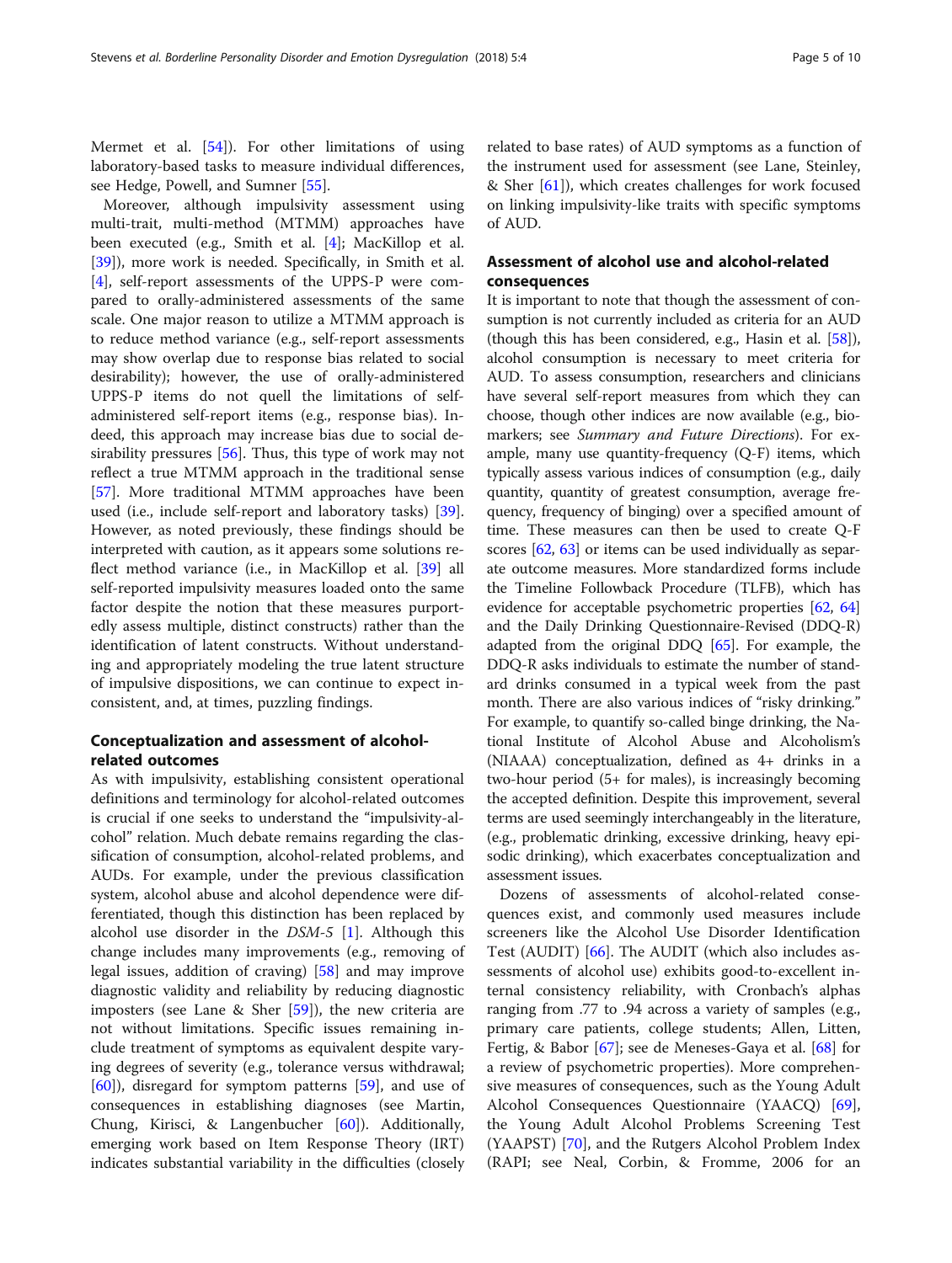Mermet et al. [54]). For other limitations of using laboratory-based tasks to measure individual differences, see Hedge, Powell, and Sumner [55].

Moreover, although impulsivity assessment using multi-trait, multi-method (MTMM) approaches have been executed (e.g., Smith et al. [4]; MacKillop et al. [39]), more work is needed. Specifically, in Smith et al. [4], self-report assessments of the UPPS-P were compared to orally-administered assessments of the same scale. One major reason to utilize a MTMM approach is to reduce method variance (e.g., self-report assessments may show overlap due to response bias related to social desirability); however, the use of orally-administered UPPS-P items do not quell the limitations of self-administered self-report items (e.g., response bias). Indeed, this approach may increase bias due to social desirability pressures [56]. Thus, this type of work may not reflect a true MTMM approach in the traditional sense [57]. More traditional MTMM approaches have been used (i.e., include self-report and laboratory tasks) [39]. However, as noted previously, these findings should be interpreted with caution, as it appears some solutions reflect method variance (i.e., in MacKillop et al. [39] all self-reported impulsivity measures loaded onto the same factor despite the notion that these measures purportedly assess multiple, distinct constructs) rather than the identification of latent constructs. Without understanding and appropriately modeling the true latent structure of impulsive dispositions, we can continue to expect inconsistent, and, at times, puzzling findings.

## Conceptualization and assessment of alcohol-related outcomes

As with impulsivity, establishing consistent operational definitions and terminology for alcohol-related outcomes is crucial if one seeks to understand the "impulsivity-alcohol" relation. Much debate remains regarding the classification of consumption, alcohol-related problems, and AUDs. For example, under the previous classification system, alcohol abuse and alcohol dependence were differentiated, though this distinction has been replaced by alcohol use disorder in the *DSM-5* [1]. Although this change includes many improvements (e.g., removing of legal issues, addition of craving) [58] and may improve diagnostic validity and reliability by reducing diagnostic imposters (see Lane & Sher [59]), the new criteria are not without limitations. Specific issues remaining include treatment of symptoms as equivalent despite varying degrees of severity (e.g., tolerance versus withdrawal; [60]), disregard for symptom patterns [59], and use of consequences in establishing diagnoses (see Martin, Chung, Kirisci, & Langenbucher [60]). Additionally, emerging work based on Item Response Theory (IRT) indicates substantial variability in the difficulties (closely related to base rates) of AUD symptoms as a function of the instrument used for assessment (see Lane, Steinley, & Sher [61]), which creates challenges for work focused on linking impulsivity-like traits with specific symptoms of AUD.

## Assessment of alcohol use and alcohol-related consequences

It is important to note that though the assessment of consumption is not currently included as criteria for an AUD (though this has been considered, e.g., Hasin et al. [58]), alcohol consumption is necessary to meet criteria for AUD. To assess consumption, researchers and clinicians have several self-report measures from which they can choose, though other indices are now available (e.g., biomarkers; see *Summary and Future Directions*). For example, many use quantity-frequency (Q-F) items, which typically assess various indices of consumption (e.g., daily quantity, quantity of greatest consumption, average frequency, frequency of binging) over a specified amount of time. These measures can then be used to create Q-F scores [62, 63] or items can be used individually as separate outcome measures. More standardized forms include the Timeline Followback Procedure (TLFB), which has evidence for acceptable psychometric properties [62, 64] and the Daily Drinking Questionnaire-Revised (DDQ-R) adapted from the original DDQ [65]. For example, the DDQ-R asks individuals to estimate the number of standard drinks consumed in a typical week from the past month. There are also various indices of "risky drinking." For example, to quantify so-called binge drinking, the National Institute of Alcohol Abuse and Alcoholism's (NIAAA) conceptualization, defined as 4+ drinks in a two-hour period (5+ for males), is increasingly becoming the accepted definition. Despite this improvement, several terms are used seemingly interchangeably in the literature, (e.g., problematic drinking, excessive drinking, heavy episodic drinking), which exacerbates conceptualization and assessment issues.

Dozens of assessments of alcohol-related consequences exist, and commonly used measures include screeners like the Alcohol Use Disorder Identification Test (AUDIT) [66]. The AUDIT (which also includes assessments of alcohol use) exhibits good-to-excellent internal consistency reliability, with Cronbach's alphas ranging from .77 to .94 across a variety of samples (e.g., primary care patients, college students; Allen, Litten, Fertig, & Babor [67]; see de Meneses-Gaya et al. [68] for a review of psychometric properties). More comprehensive measures of consequences, such as the Young Adult Alcohol Consequences Questionnaire (YAACQ) [69], the Young Adult Alcohol Problems Screening Test (YAAPST) [70], and the Rutgers Alcohol Problem Index (RAPI; see Neal, Corbin, & Fromme, 2006 for an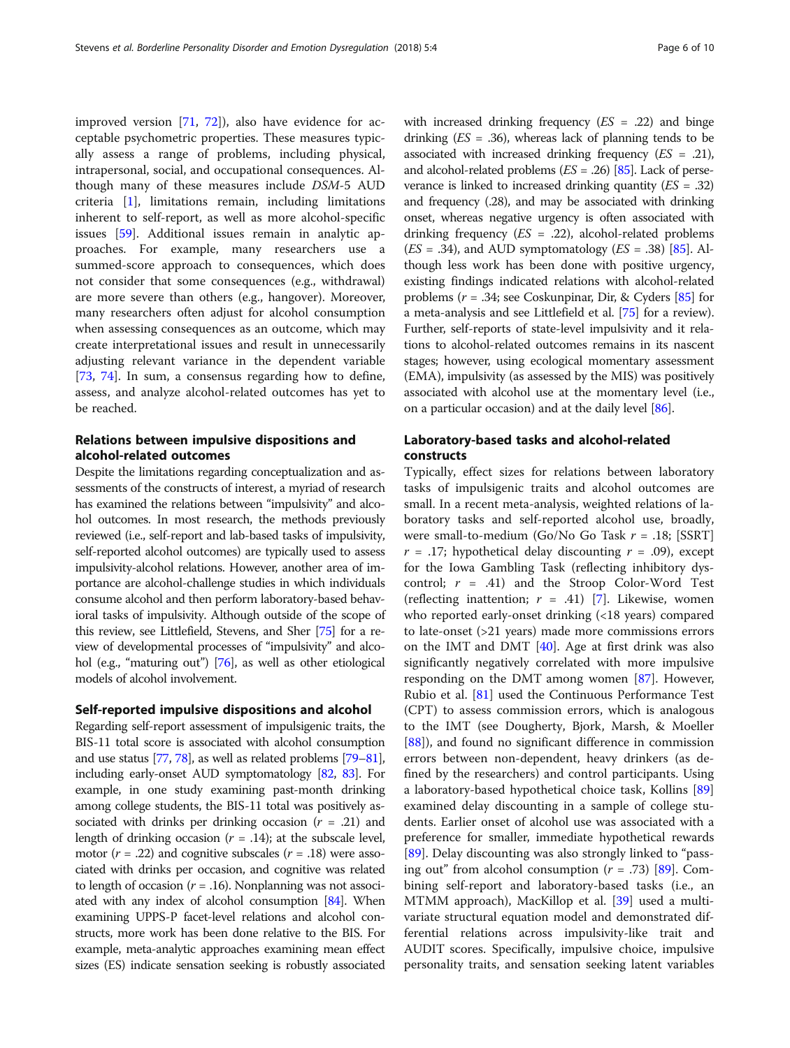improved version [71, 72]), also have evidence for acceptable psychometric properties. These measures typically assess a range of problems, including physical, intrapersonal, social, and occupational consequences. Although many of these measures include *DSM*-5 AUD criteria [1], limitations remain, including limitations inherent to self-report, as well as more alcohol-specific issues [59]. Additional issues remain in analytic approaches. For example, many researchers use a summed-score approach to consequences, which does not consider that some consequences (e.g., withdrawal) are more severe than others (e.g., hangover). Moreover, many researchers often adjust for alcohol consumption when assessing consequences as an outcome, which may create interpretational issues and result in unnecessarily adjusting relevant variance in the dependent variable [73, 74]. In sum, a consensus regarding how to define, assess, and analyze alcohol-related outcomes has yet to be reached.

### Relations between impulsive dispositions and alcohol-related outcomes

Despite the limitations regarding conceptualization and assessments of the constructs of interest, a myriad of research has examined the relations between "impulsivity" and alcohol outcomes. In most research, the methods previously reviewed (i.e., self-report and lab-based tasks of impulsivity, self-reported alcohol outcomes) are typically used to assess impulsivity-alcohol relations. However, another area of importance are alcohol-challenge studies in which individuals consume alcohol and then perform laboratory-based behavioral tasks of impulsivity. Although outside of the scope of this review, see Littlefield, Stevens, and Sher [75] for a review of developmental processes of "impulsivity" and alcohol (e.g., "maturing out") [76], as well as other etiological models of alcohol involvement.

#### Self-reported impulsive dispositions and alcohol

Regarding self-report assessment of impulsigenic traits, the BIS-11 total score is associated with alcohol consumption and use status [77, 78], as well as related problems [79–81], including early-onset AUD symptomatology [82, 83]. For example, in one study examining past-month drinking among college students, the BIS-11 total was positively associated with drinks per drinking occasion ($r$ = .21) and length of drinking occasion ($r$ = .14); at the subscale level, motor ($r$ = .22) and cognitive subscales ($r$ = .18) were associated with drinks per occasion, and cognitive was related to length of occasion ($r$ = .16). Nonplanning was not associated with any index of alcohol consumption [84]. When examining UPPS-P facet-level relations and alcohol constructs, more work has been done relative to the BIS. For example, meta-analytic approaches examining mean effect sizes (ES) indicate sensation seeking is robustly associated with increased drinking frequency ($ES$ = .22) and binge drinking ($ES$ = .36), whereas lack of planning tends to be associated with increased drinking frequency ($ES$ = .21), and alcohol-related problems ($ES$ = .26) [85]. Lack of perseverance is linked to increased drinking quantity ($ES$ = .32) and frequency (.28), and may be associated with drinking onset, whereas negative urgency is often associated with drinking frequency ($ES$ = .22), alcohol-related problems ($ES$ = .34), and AUD symptomatology ($ES$ = .38) [85]. Although less work has been done with positive urgency, existing findings indicated relations with alcohol-related problems ($r$ = .34; see Coskunpinar, Dir, & Cyders [85] for a meta-analysis and see Littlefield et al. [75] for a review). Further, self-reports of state-level impulsivity and it relations to alcohol-related outcomes remains in its nascent stages; however, using ecological momentary assessment (EMA), impulsivity (as assessed by the MIS) was positively associated with alcohol use at the momentary level (i.e., on a particular occasion) and at the daily level [86].

### Laboratory-based tasks and alcohol-related constructs

Typically, effect sizes for relations between laboratory tasks of impulsigenic traits and alcohol outcomes are small. In a recent meta-analysis, weighted relations of laboratory tasks and self-reported alcohol use, broadly, were small-to-medium (Go/No Go Task $r$ = .18; [SSRT] $r$ = .17; hypothetical delay discounting $r$ = .09), except for the Iowa Gambling Task (reflecting inhibitory dyscontrol; $r$ = .41) and the Stroop Color-Word Test (reflecting inattention; $r$ = .41) [7]. Likewise, women who reported early-onset drinking (<18 years) compared to late-onset (>21 years) made more commissions errors on the IMT and DMT [40]. Age at first drink was also significantly negatively correlated with more impulsive responding on the DMT among women [87]. However, Rubio et al. [81] used the Continuous Performance Test (CPT) to assess commission errors, which is analogous to the IMT (see Dougherty, Bjork, Marsh, & Moeller [88]), and found no significant difference in commission errors between non-dependent, heavy drinkers (as defined by the researchers) and control participants. Using a laboratory-based hypothetical choice task, Kollins [89] examined delay discounting in a sample of college students. Earlier onset of alcohol use was associated with a preference for smaller, immediate hypothetical rewards [89]. Delay discounting was also strongly linked to "passing out" from alcohol consumption ($r$ = .73) [89]. Combining self-report and laboratory-based tasks (i.e., an MTMM approach), MacKillop et al. [39] used a multivariate structural equation model and demonstrated differential relations across impulsivity-like trait and AUDIT scores. Specifically, impulsive choice, impulsive personality traits, and sensation seeking latent variables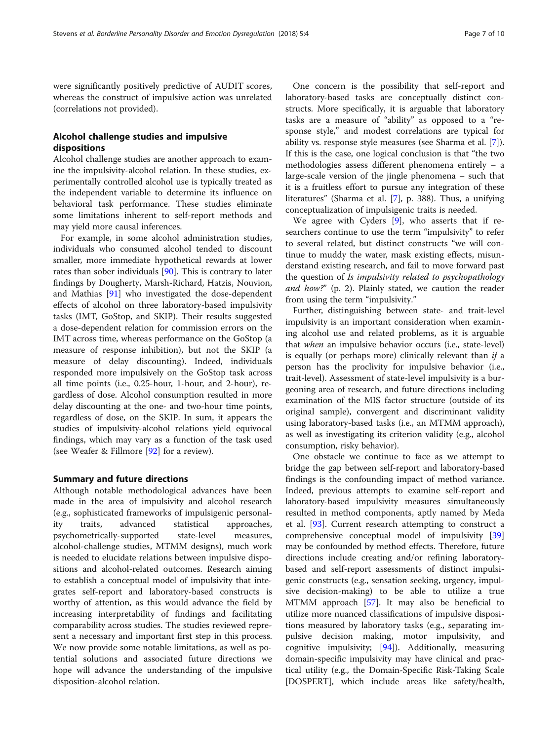were significantly positively predictive of AUDIT scores, whereas the construct of impulsive action was unrelated (correlations not provided).

## Alcohol challenge studies and impulsive dispositions

Alcohol challenge studies are another approach to examine the impulsivity-alcohol relation. In these studies, experimentally controlled alcohol use is typically treated as the independent variable to determine its influence on behavioral task performance. These studies eliminate some limitations inherent to self-report methods and may yield more causal inferences.

For example, in some alcohol administration studies, individuals who consumed alcohol tended to discount smaller, more immediate hypothetical rewards at lower rates than sober individuals [90]. This is contrary to later findings by Dougherty, Marsh-Richard, Hatzis, Nouvion, and Mathias [91] who investigated the dose-dependent effects of alcohol on three laboratory-based impulsivity tasks (IMT, GoStop, and SKIP). Their results suggested a dose-dependent relation for commission errors on the IMT across time, whereas performance on the GoStop (a measure of response inhibition), but not the SKIP (a measure of delay discounting). Indeed, individuals responded more impulsively on the GoStop task across all time points (i.e., 0.25-hour, 1-hour, and 2-hour), regardless of dose. Alcohol consumption resulted in more delay discounting at the one- and two-hour time points, regardless of dose, on the SKIP. In sum, it appears the studies of impulsivity-alcohol relations yield equivocal findings, which may vary as a function of the task used (see Weafer & Fillmore [92] for a review).

## Summary and future directions

Although notable methodological advances have been made in the area of impulsivity and alcohol research (e.g., sophisticated frameworks of impulsigenic personality traits, advanced statistical approaches, psychometrically-supported state-level measures, alcohol-challenge studies, MTMM designs), much work is needed to elucidate relations between impulsive dispositions and alcohol-related outcomes. Research aiming to establish a conceptual model of impulsivity that integrates self-report and laboratory-based constructs is worthy of attention, as this would advance the field by increasing interpretability of findings and facilitating comparability across studies. The studies reviewed represent a necessary and important first step in this process. We now provide some notable limitations, as well as potential solutions and associated future directions we hope will advance the understanding of the impulsive disposition-alcohol relation.

One concern is the possibility that self-report and laboratory-based tasks are conceptually distinct constructs. More specifically, it is arguable that laboratory tasks are a measure of "ability" as opposed to a "response style," and modest correlations are typical for ability vs. response style measures (see Sharma et al. [7]). If this is the case, one logical conclusion is that "the two methodologies assess different phenomena entirely – a large-scale version of the jingle phenomena – such that it is a fruitless effort to pursue any integration of these literatures" (Sharma et al. [7], p. 388). Thus, a unifying conceptualization of impulsigenic traits is needed.

We agree with Cyders [9], who asserts that if researchers continue to use the term "impulsivity" to refer to several related, but distinct constructs "we will continue to muddy the water, mask existing effects, misunderstand existing research, and fail to move forward past the question of *Is impulsivity related to psychopathology and how?*" (p. 2). Plainly stated, we caution the reader from using the term "impulsivity."

Further, distinguishing between state- and trait-level impulsivity is an important consideration when examining alcohol use and related problems, as it is arguable that *when* an impulsive behavior occurs (i.e., state-level) is equally (or perhaps more) clinically relevant than *if* a person has the proclivity for impulsive behavior (i.e., trait-level). Assessment of state-level impulsivity is a burgeoning area of research, and future directions including examination of the MIS factor structure (outside of its original sample), convergent and discriminant validity using laboratory-based tasks (i.e., an MTMM approach), as well as investigating its criterion validity (e.g., alcohol consumption, risky behavior).

One obstacle we continue to face as we attempt to bridge the gap between self-report and laboratory-based findings is the confounding impact of method variance. Indeed, previous attempts to examine self-report and laboratory-based impulsivity measures simultaneously resulted in method components, aptly named by Meda et al. [93]. Current research attempting to construct a comprehensive conceptual model of impulsivity [39] may be confounded by method effects. Therefore, future directions include creating and/or refining laboratory-based and self-report assessments of distinct impulsigenic constructs (e.g., sensation seeking, urgency, impulsive decision-making) to be able to utilize a true MTMM approach [57]. It may also be beneficial to utilize more nuanced classifications of impulsive dispositions measured by laboratory tasks (e.g., separating impulsive decision making, motor impulsivity, and cognitive impulsivity; [94]). Additionally, measuring domain-specific impulsivity may have clinical and practical utility (e.g., the Domain-Specific Risk-Taking Scale [DOSPERT], which include areas like safety/health,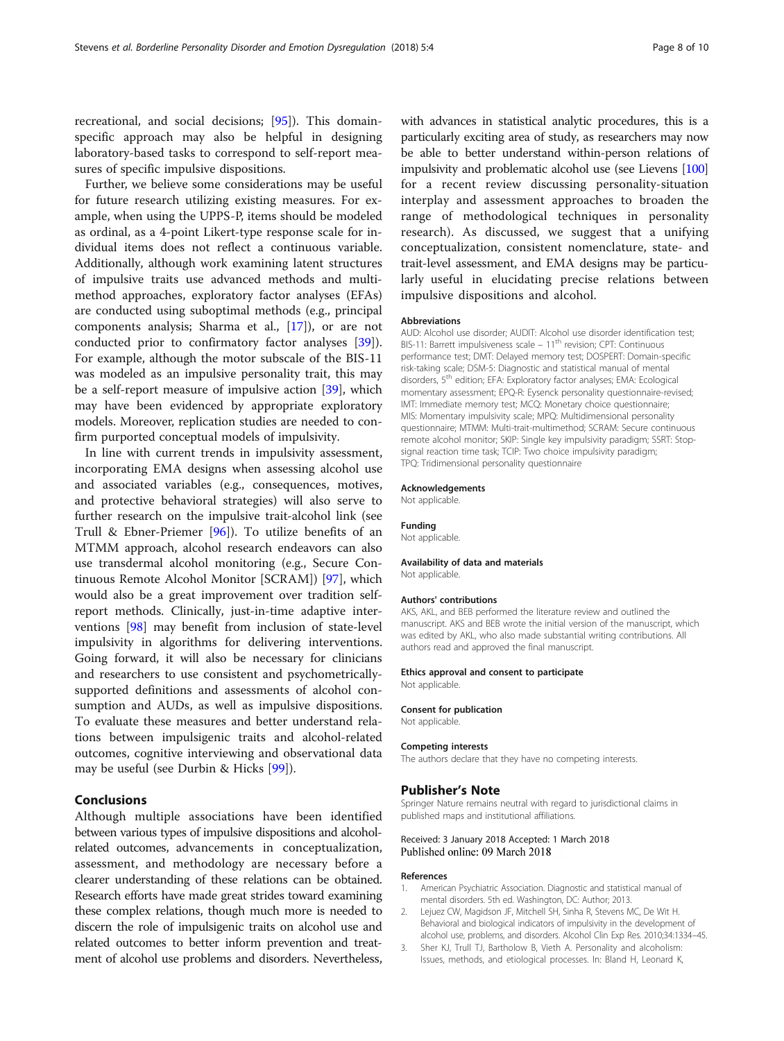recreational, and social decisions; [95]). This domain-specific approach may also be helpful in designing laboratory-based tasks to correspond to self-report measures of specific impulsive dispositions.

Further, we believe some considerations may be useful for future research utilizing existing measures. For example, when using the UPPS-P, items should be modeled as ordinal, as a 4-point Likert-type response scale for individual items does not reflect a continuous variable. Additionally, although work examining latent structures of impulsive traits use advanced methods and multimethod approaches, exploratory factor analyses (EFAs) are conducted using suboptimal methods (e.g., principal components analysis; Sharma et al., [17]), or are not conducted prior to confirmatory factor analyses [39]). For example, although the motor subscale of the BIS-11 was modeled as an impulsive personality trait, this may be a self-report measure of impulsive action [39], which may have been evidenced by appropriate exploratory models. Moreover, replication studies are needed to confirm purported conceptual models of impulsivity.

In line with current trends in impulsivity assessment, incorporating EMA designs when assessing alcohol use and associated variables (e.g., consequences, motives, and protective behavioral strategies) will also serve to further research on the impulsive trait-alcohol link (see Trull & Ebner-Priemer [96]). To utilize benefits of an MTMM approach, alcohol research endeavors can also use transdermal alcohol monitoring (e.g., Secure Continuous Remote Alcohol Monitor [SCRAM]) [97], which would also be a great improvement over tradition self-report methods. Clinically, just-in-time adaptive interventions [98] may benefit from inclusion of state-level impulsivity in algorithms for delivering interventions. Going forward, it will also be necessary for clinicians and researchers to use consistent and psychometrically-supported definitions and assessments of alcohol consumption and AUDs, as well as impulsive dispositions. To evaluate these measures and better understand relations between impulsigenic traits and alcohol-related outcomes, cognitive interviewing and observational data may be useful (see Durbin & Hicks [99]).

## Conclusions

Although multiple associations have been identified between various types of impulsive dispositions and alcohol-related outcomes, advancements in conceptualization, assessment, and methodology are necessary before a clearer understanding of these relations can be obtained. Research efforts have made great strides toward examining these complex relations, though much more is needed to discern the role of impulsigenic traits on alcohol use and related outcomes to better inform prevention and treatment of alcohol use problems and disorders. Nevertheless, with advances in statistical analytic procedures, this is a particularly exciting area of study, as researchers may now be able to better understand within-person relations of impulsivity and problematic alcohol use (see Lievens [100] for a recent review discussing personality-situation interplay and assessment approaches to broaden the range of methodological techniques in personality research). As discussed, we suggest that a unifying conceptualization, consistent nomenclature, state- and trait-level assessment, and EMA designs may be particularly useful in elucidating precise relations between impulsive dispositions and alcohol.

#### Abbreviations

AUD: Alcohol use disorder; AUDIT: Alcohol use disorder identification test; BIS-11: Barrett impulsiveness scale – 11th revision; CPT: Continuous performance test; DMT: Delayed memory test; DOSPERT: Domain-specific risk-taking scale; DSM-5: Diagnostic and statistical manual of mental disorders, 5th edition; EFA: Exploratory factor analyses; EMA: Ecological momentary assessment; EPQ-R: Eysenck personality questionnaire-revised; IMT: Immediate memory test; MCQ: Monetary choice questionnaire; MIS: Momentary impulsivity scale; MPQ: Multidimensional personality questionnaire; MTMM: Multi-trait-multimethod; SCRAM: Secure continuous remote alcohol monitor; SKIP: Single key impulsivity paradigm; SSRT: Stop-signal reaction time task; TCIP: Two choice impulsivity paradigm; TPQ: Tridimensional personality questionnaire

#### Acknowledgements

Not applicable.

#### Funding

Not applicable.

#### Availability of data and materials

Not applicable.

#### Authors' contributions

AKS, AKL, and BEB performed the literature review and outlined the manuscript. AKS and BEB wrote the initial version of the manuscript, which was edited by AKL, who also made substantial writing contributions. All authors read and approved the final manuscript.

#### Ethics approval and consent to participate

Not applicable.

#### Consent for publication

Not applicable.

#### Competing interests

The authors declare that they have no competing interests.

### Publisher's Note

Springer Nature remains neutral with regard to jurisdictional claims in published maps and institutional affiliations.

Received: 3 January 2018 Accepted: 1 March 2018
Published online: 09 March 2018

#### References

1. American Psychiatric Association. Diagnostic and statistical manual of mental disorders. 5th ed. Washington, DC: Author; 2013.
2. Lejuez CW, Magidson JF, Mitchell SH, Sinha R, Stevens MC, De Wit H. Behavioral and biological indicators of impulsivity in the development of alcohol use, problems, and disorders. Alcohol Clin Exp Res. 2010;34:1334–45.
3. Sher KJ, Trull TJ, Bartholow B, Vieth A. Personality and alcoholism: Issues, methods, and etiological processes. In: Bland H, Leonard K,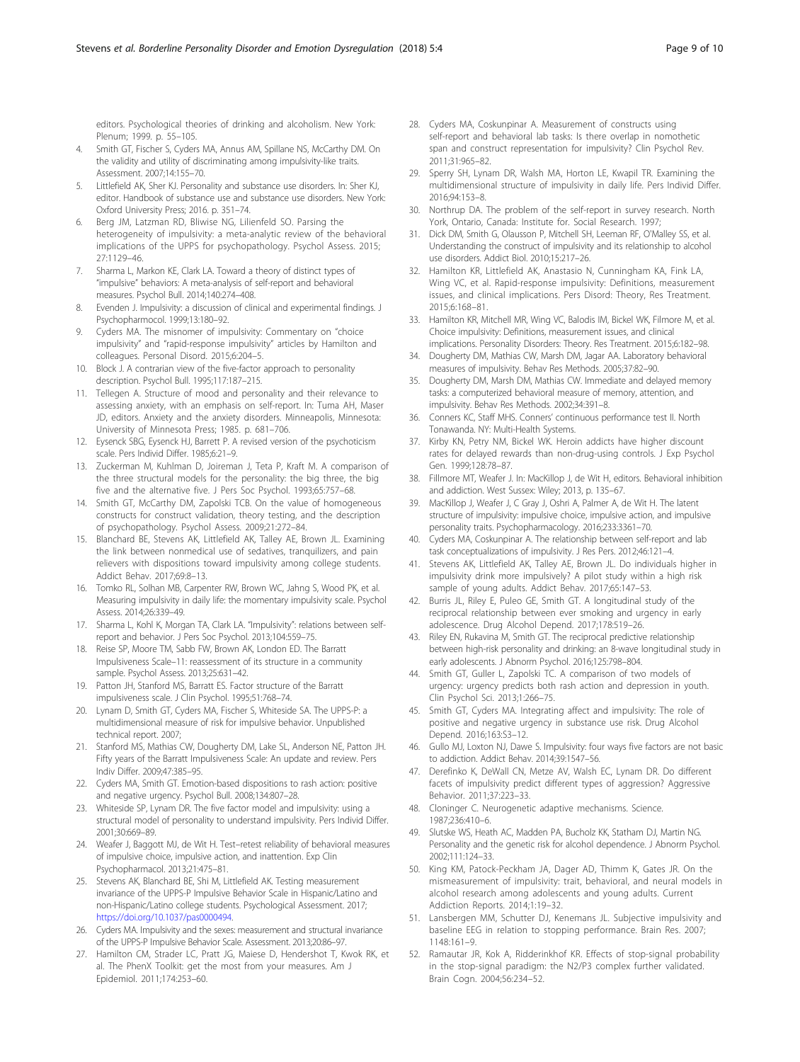editors. Psychological theories of drinking and alcoholism. New York: Plenum; 1999. p. 55–105.

4. Smith GT, Fischer S, Cyders MA, Annus AM, Spillane NS, McCarthy DM. On the validity and utility of discriminating among impulsivity-like traits. Assessment. 2007;14:155–70.
5. Littlefield AK, Sher KJ. Personality and substance use disorders. In: Sher KJ, editor. Handbook of substance use and substance use disorders. New York: Oxford University Press; 2016. p. 351–74.
6. Berg JM, Latzman RD, Bliwise NG, Lilienfeld SO. Parsing the heterogeneity of impulsivity: a meta-analytic review of the behavioral implications of the UPPS for psychopathology. Psychol Assess. 2015; 27:1129–46.
7. Sharma L, Markon KE, Clark LA. Toward a theory of distinct types of "impulsive" behaviors: A meta-analysis of self-report and behavioral measures. Psychol Bull. 2014;140:274–408.
8. Evenden J. Impulsivity: a discussion of clinical and experimental findings. J Psychopharmocol. 1999;13:180–92.
9. Cyders MA. The misnomer of impulsivity: Commentary on "choice impulsivity" and "rapid-response impulsivity" articles by Hamilton and colleagues. Personal Disord. 2015;6:204–5.
10. Block J. A contrarian view of the five-factor approach to personality description. Psychol Bull. 1995;117:187–215.
11. Tellegen A. Structure of mood and personality and their relevance to assessing anxiety, with an emphasis on self-report. In: Tuma AH, Maser JD, editors. Anxiety and the anxiety disorders. Minneapolis, Minnesota: University of Minnesota Press; 1985. p. 681–706.
12. Eysenck SBG, Eysenck HJ, Barrett P. A revised version of the psychoticism scale. Pers Individ Differ. 1985;6:21–9.
13. Zuckerman M, Kuhlman D, Joireman J, Teta P, Kraft M. A comparison of the three structural models for the personality: the big three, the big five and the alternative five. J Pers Soc Psychol. 1993;65:757–68.
14. Smith GT, McCarthy DM, Zapolski TCB. On the value of homogeneous constructs for construct validation, theory testing, and the description of psychopathology. Psychol Assess. 2009;21:272–84.
15. Blanchard BE, Stevens AK, Littlefield AK, Talley AE, Brown JL. Examining the link between nonmedical use of sedatives, tranquilizers, and pain relievers with dispositions toward impulsivity among college students. Addict Behav. 2017;69:8–13.
16. Tomko RL, Solhan MB, Carpenter RW, Brown WC, Jahng S, Wood PK, et al. Measuring impulsivity in daily life: the momentary impulsivity scale. Psychol Assess. 2014;26:339–49.
17. Sharma L, Kohl K, Morgan TA, Clark LA. "Impulsivity": relations between self-report and behavior. J Pers Soc Psychol. 2013;104:559–75.
18. Reise SP, Moore TM, Sabb FW, Brown AK, London ED. The Barratt Impulsiveness Scale–11: reassessment of its structure in a community sample. Psychol Assess. 2013;25:631–42.
19. Patton JH, Stanford MS, Barratt ES. Factor structure of the Barratt impulsiveness scale. J Clin Psychol. 1995;51:768–74.
20. Lynam D, Smith GT, Cyders MA, Fischer S, Whiteside SA. The UPPS-P: a multidimensional measure of risk for impulsive behavior. Unpublished technical report. 2007;
21. Stanford MS, Mathias CW, Dougherty DM, Lake SL, Anderson NE, Patton JH. Fifty years of the Barratt Impulsiveness Scale: An update and review. Pers Indiv Differ. 2009;47:385–95.
22. Cyders MA, Smith GT. Emotion-based dispositions to rash action: positive and negative urgency. Psychol Bull. 2008;134:807–28.
23. Whiteside SP, Lynam DR. The five factor model and impulsivity: using a structural model of personality to understand impulsivity. Pers Individ Differ. 2001;30:669–89.
24. Weafer J, Baggott MJ, de Wit H. Test–retest reliability of behavioral measures of impulsive choice, impulsive action, and inattention. Exp Clin Psychopharmacol. 2013;21:475–81.
25. Stevens AK, Blanchard BE, Shi M, Littlefield AK. Testing measurement invariance of the UPPS-P Impulsive Behavior Scale in Hispanic/Latino and non-Hispanic/Latino college students. Psychological Assessment. 2017; https://doi.org/10.1037/pas0000494.
26. Cyders MA. Impulsivity and the sexes: measurement and structural invariance of the UPPS-P Impulsive Behavior Scale. Assessment. 2013;20:86–97.
27. Hamilton CM, Strader LC, Pratt JG, Maiese D, Hendershot T, Kwok RK, et al. The PhenX Toolkit: get the most from your measures. Am J Epidemiol. 2011;174:253–60.
28. Cyders MA, Coskunpinar A. Measurement of constructs using self-report and behavioral lab tasks: Is there overlap in nomothetic span and construct representation for impulsivity? Clin Psychol Rev. 2011;31:965–82.
29. Sperry SH, Lynam DR, Walsh MA, Horton LE, Kwapil TR. Examining the multidimensional structure of impulsivity in daily life. Pers Individ Differ. 2016;94:153–8.
30. Northrup DA. The problem of the self-report in survey research. North York, Ontario, Canada: Institute for. Social Research. 1997;
31. Dick DM, Smith G, Olausson P, Mitchell SH, Leeman RF, O'Malley SS, et al. Understanding the construct of impulsivity and its relationship to alcohol use disorders. Addict Biol. 2010;15:217–26.
32. Hamilton KR, Littlefield AK, Anastasio N, Cunningham KA, Fink LA, Wing VC, et al. Rapid-response impulsivity: Definitions, measurement issues, and clinical implications. Pers Disord: Theory, Res Treatment. 2015;6:168–81.
33. Hamilton KR, Mitchell MR, Wing VC, Balodis IM, Bickel WK, Filmore M, et al. Choice impulsivity: Definitions, measurement issues, and clinical implications. Personality Disorders: Theory. Res Treatment. 2015;6:182–98.
34. Dougherty DM, Mathias CW, Marsh DM, Jagar AA. Laboratory behavioral measures of impulsivity. Behav Res Methods. 2005;37:82–90.
35. Dougherty DM, Marsh DM, Mathias CW. Immediate and delayed memory tasks: a computerized behavioral measure of memory, attention, and impulsivity. Behav Res Methods. 2002;34:391–8.
36. Conners KC, Staff MHS. Conners' continuous performance test II. North Tonawanda. NY: Multi-Health Systems.
37. Kirby KN, Petry NM, Bickel WK. Heroin addicts have higher discount rates for delayed rewards than non-drug-using controls. J Exp Psychol Gen. 1999;128:78–87.
38. Fillmore MT, Weafer J. In: MacKillop J, de Wit H, editors. Behavioral inhibition and addiction. West Sussex: Wiley; 2013, p. 135–67.
39. MacKillop J, Weafer J, C Gray J, Oshri A, Palmer A, de Wit H. The latent structure of impulsivity: impulsive choice, impulsive action, and impulsive personality traits. Psychopharmacology. 2016;233:3361–70.
40. Cyders MA, Coskunpinar A. The relationship between self-report and lab task conceptualizations of impulsivity. J Res Pers. 2012;46:121–4.
41. Stevens AK, Littlefield AK, Talley AE, Brown JL. Do individuals higher in impulsivity drink more impulsively? A pilot study within a high risk sample of young adults. Addict Behav. 2017;65:147–53.
42. Burris JL, Riley E, Puleo GE, Smith GT. A longitudinal study of the reciprocal relationship between ever smoking and urgency in early adolescence. Drug Alcohol Depend. 2017;178:519–26.
43. Riley EN, Rukavina M, Smith GT. The reciprocal predictive relationship between high-risk personality and drinking: an 8-wave longitudinal study in early adolescents. J Abnorm Psychol. 2016;125:798–804.
44. Smith GT, Guller L, Zapolski TC. A comparison of two models of urgency: urgency predicts both rash action and depression in youth. Clin Psychol Sci. 2013;1:266–75.
45. Smith GT, Cyders MA. Integrating affect and impulsivity: The role of positive and negative urgency in substance use risk. Drug Alcohol Depend. 2016;163:S3–12.
46. Gullo MJ, Loxton NJ, Dawe S. Impulsivity: four ways five factors are not basic to addiction. Addict Behav. 2014;39:1547–56.
47. Derefinko K, DeWall CN, Metze AV, Walsh EC, Lynam DR. Do different facets of impulsivity predict different types of aggression? Aggressive Behavior. 2011;37:223–33.
48. Cloninger C. Neurogenetic adaptive mechanisms. Science. 1987;236:410–6.
49. Slutske WS, Heath AC, Madden PA, Bucholz KK, Statham DJ, Martin NG. Personality and the genetic risk for alcohol dependence. J Abnorm Psychol. 2002;111:124–33.
50. King KM, Patock-Peckham JA, Dager AD, Thimm K, Gates JR. On the mismeasurement of impulsivity: trait, behavioral, and neural models in alcohol research among adolescents and young adults. Current Addiction Reports. 2014;1:19–32.
51. Lansbergen MM, Schutter DJ, Kenemans JL. Subjective impulsivity and baseline EEG in relation to stopping performance. Brain Res. 2007; 1148:161–9.
52. Ramautar JR, Kok A, Ridderinkhof KR. Effects of stop-signal probability in the stop-signal paradigm: the N2/P3 complex further validated. Brain Cogn. 2004;56:234–52.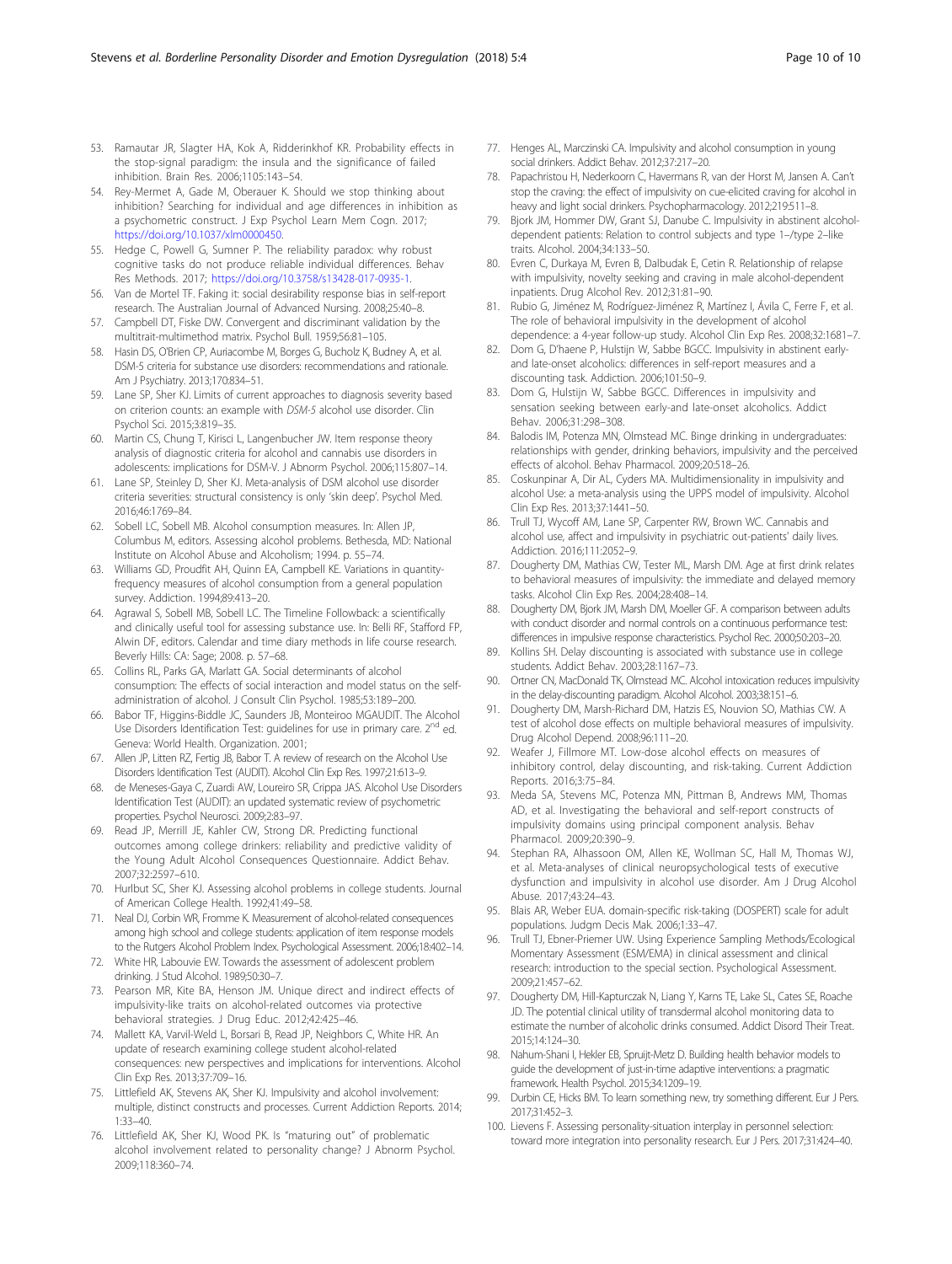53. Ramautar JR, Slagter HA, Kok A, Ridderinkhof KR. Probability effects in the stop-signal paradigm: the insula and the significance of failed inhibition. Brain Res. 2006;1105:143–54.
54. Rey-Mermet A, Gade M, Oberauer K. Should we stop thinking about inhibition? Searching for individual and age differences in inhibition as a psychometric construct. J Exp Psychol Learn Mem Cogn. 2017; https://doi.org/10.1037/xlm0000450.
55. Hedge C, Powell G, Sumner P. The reliability paradox: why robust cognitive tasks do not produce reliable individual differences. Behav Res Methods. 2017; https://doi.org/10.3758/s13428-017-0935-1.
56. Van de Mortel TF. Faking it: social desirability response bias in self-report research. The Australian Journal of Advanced Nursing. 2008;25:40–8.
57. Campbell DT, Fiske DW. Convergent and discriminant validation by the multitrait-multimethod matrix. Psychol Bull. 1959;56:81–105.
58. Hasin DS, O'Brien CP, Auriacombe M, Borges G, Bucholz K, Budney A, et al. DSM-5 criteria for substance use disorders: recommendations and rationale. Am J Psychiatry. 2013;170:834–51.
59. Lane SP, Sher KJ. Limits of current approaches to diagnosis severity based on criterion counts: an example with *DSM-5* alcohol use disorder. Clin Psychol Sci. 2015;3:819–35.
60. Martin CS, Chung T, Kirisci L, Langenbucher JW. Item response theory analysis of diagnostic criteria for alcohol and cannabis use disorders in adolescents: implications for DSM-V. J Abnorm Psychol. 2006;115:807–14.
61. Lane SP, Steinley D, Sher KJ. Meta-analysis of DSM alcohol use disorder criteria severities: structural consistency is only 'skin deep'. Psychol Med. 2016;46:1769–84.
62. Sobell LC, Sobell MB. Alcohol consumption measures. In: Allen JP, Columbus M, editors. Assessing alcohol problems. Bethesda, MD: National Institute on Alcohol Abuse and Alcoholism; 1994. p. 55–74.
63. Williams GD, Proudfit AH, Quinn EA, Campbell KE. Variations in quantity-frequency measures of alcohol consumption from a general population survey. Addiction. 1994;89:413–20.
64. Agrawal S, Sobell MB, Sobell LC. The Timeline Followback: a scientifically and clinically useful tool for assessing substance use. In: Belli RF, Stafford FP, Alwin DF, editors. Calendar and time diary methods in life course research. Beverly Hills: CA: Sage; 2008. p. 57–68.
65. Collins RL, Parks GA, Marlatt GA. Social determinants of alcohol consumption: The effects of social interaction and model status on the self-administration of alcohol. J Consult Clin Psychol. 1985;53:189–200.
66. Babor TF, Higgins-Biddle JC, Saunders JB, Monteiroo MGAUDIT. The Alcohol Use Disorders Identification Test: guidelines for use in primary care. 2nd ed. Geneva: World Health. Organization. 2001;
67. Allen JP, Litten RZ, Fertig JB, Babor T. A review of research on the Alcohol Use Disorders Identification Test (AUDIT). Alcohol Clin Exp Res. 1997;21:613–9.
68. de Meneses-Gaya C, Zuardi AW, Loureiro SR, Crippa JAS. Alcohol Use Disorders Identification Test (AUDIT): an updated systematic review of psychometric properties. Psychol Neurosci. 2009;2:83–97.
69. Read JP, Merrill JE, Kahler CW, Strong DR. Predicting functional outcomes among college drinkers: reliability and predictive validity of the Young Adult Alcohol Consequences Questionnaire. Addict Behav. 2007;32:2597–610.
70. Hurlbut SC, Sher KJ. Assessing alcohol problems in college students. Journal of American College Health. 1992;41:49–58.
71. Neal DJ, Corbin WR, Fromme K. Measurement of alcohol-related consequences among high school and college students: application of item response models to the Rutgers Alcohol Problem Index. Psychological Assessment. 2006;18:402–14.
72. White HR, Labouvie EW. Towards the assessment of adolescent problem drinking. J Stud Alcohol. 1989;50:30–7.
73. Pearson MR, Kite BA, Henson JM. Unique direct and indirect effects of impulsivity-like traits on alcohol-related outcomes via protective behavioral strategies. J Drug Educ. 2012;42:425–46.
74. Mallett KA, Varvil-Weld L, Borsari B, Read JP, Neighbors C, White HR. An update of research examining college student alcohol-related consequences: new perspectives and implications for interventions. Alcohol Clin Exp Res. 2013;37:709–16.
75. Littlefield AK, Stevens AK, Sher KJ. Impulsivity and alcohol involvement: multiple, distinct constructs and processes. Current Addiction Reports. 2014; 1:33–40.
76. Littlefield AK, Sher KJ, Wood PK. Is "maturing out" of problematic alcohol involvement related to personality change? J Abnorm Psychol. 2009;118:360–74.
77. Henges AL, Marczinski CA. Impulsivity and alcohol consumption in young social drinkers. Addict Behav. 2012;37:217–20.
78. Papachristou H, Nederkoorn C, Havermans R, van der Horst M, Jansen A. Can't stop the craving: the effect of impulsivity on cue-elicited craving for alcohol in heavy and light social drinkers. Psychopharmacology. 2012;219:511–8.
79. Bjork JM, Hommer DW, Grant SJ, Danube C. Impulsivity in abstinent alcohol-dependent patients: Relation to control subjects and type 1–/type 2–like traits. Alcohol. 2004;34:133–50.
80. Evren C, Durkaya M, Evren B, Dalbudak E, Cetin R. Relationship of relapse with impulsivity, novelty seeking and craving in male alcohol-dependent inpatients. Drug Alcohol Rev. 2012;31:81–90.
81. Rubio G, Jiménez M, Rodríguez-Jiménez R, Martínez I, Ávila C, Ferre F, et al. The role of behavioral impulsivity in the development of alcohol dependence: a 4-year follow-up study. Alcohol Clin Exp Res. 2008;32:1681–7.
82. Dom G, D'haene P, Hulstijn W, Sabbe BGCC. Impulsivity in abstinent early- and late-onset alcoholics: differences in self-report measures and a discounting task. Addiction. 2006;101:50–9.
83. Dom G, Hulstijn W, Sabbe BGCC. Differences in impulsivity and sensation seeking between early-and late-onset alcoholics. Addict Behav. 2006;31:298–308.
84. Balodis IM, Potenza MN, Olmstead MC. Binge drinking in undergraduates: relationships with gender, drinking behaviors, impulsivity and the perceived effects of alcohol. Behav Pharmacol. 2009;20:518–26.
85. Coskunpinar A, Dir AL, Cyders MA. Multidimensionality in impulsivity and alcohol Use: a meta-analysis using the UPPS model of impulsivity. Alcohol Clin Exp Res. 2013;37:1441–50.
86. Trull TJ, Wycoff AM, Lane SP, Carpenter RW, Brown WC. Cannabis and alcohol use, affect and impulsivity in psychiatric out-patients' daily lives. Addiction. 2016;111:2052–9.
87. Dougherty DM, Mathias CW, Tester ML, Marsh DM. Age at first drink relates to behavioral measures of impulsivity: the immediate and delayed memory tasks. Alcohol Clin Exp Res. 2004;28:408–14.
88. Dougherty DM, Bjork JM, Marsh DM, Moeller GF. A comparison between adults with conduct disorder and normal controls on a continuous performance test: differences in impulsive response characteristics. Psychol Rec. 2000;50:203–20.
89. Kollins SH. Delay discounting is associated with substance use in college students. Addict Behav. 2003;28:1167–73.
90. Ortner CN, MacDonald TK, Olmstead MC. Alcohol intoxication reduces impulsivity in the delay-discounting paradigm. Alcohol Alcohol. 2003;38:151–6.
91. Dougherty DM, Marsh-Richard DM, Hatzis ES, Nouvion SO, Mathias CW. A test of alcohol dose effects on multiple behavioral measures of impulsivity. Drug Alcohol Depend. 2008;96:111–20.
92. Weafer J, Fillmore MT. Low-dose alcohol effects on measures of inhibitory control, delay discounting, and risk-taking. Current Addiction Reports. 2016;3:75–84.
93. Meda SA, Stevens MC, Potenza MN, Pittman B, Andrews MM, Thomas AD, et al. Investigating the behavioral and self-report constructs of impulsivity domains using principal component analysis. Behav Pharmacol. 2009;20:390–9.
94. Stephan RA, Alhassoon OM, Allen KE, Wollman SC, Hall M, Thomas WJ, et al. Meta-analyses of clinical neuropsychological tests of executive dysfunction and impulsivity in alcohol use disorder. Am J Drug Alcohol Abuse. 2017;43:24–43.
95. Blais AR, Weber EUA. domain-specific risk-taking (DOSPERT) scale for adult populations. Judgm Decis Mak. 2006;1:33–47.
96. Trull TJ, Ebner-Priemer UW. Using Experience Sampling Methods/Ecological Momentary Assessment (ESM/EMA) in clinical assessment and clinical research: introduction to the special section. Psychological Assessment. 2009;21:457–62.
97. Dougherty DM, Hill-Kapturczak N, Liang Y, Karns TE, Lake SL, Cates SE, Roache JD. The potential clinical utility of transdermal alcohol monitoring data to estimate the number of alcoholic drinks consumed. Addict Disord Their Treat. 2015;14:124–30.
98. Nahum-Shani I, Hekler EB, Spruijt-Metz D. Building health behavior models to guide the development of just-in-time adaptive interventions: a pragmatic framework. Health Psychol. 2015;34:1209–19.
99. Durbin CE, Hicks BM. To learn something new, try something different. Eur J Pers. 2017;31:452–3.
100. Lievens F. Assessing personality-situation interplay in personnel selection: toward more integration into personality research. Eur J Pers. 2017;31:424–40.